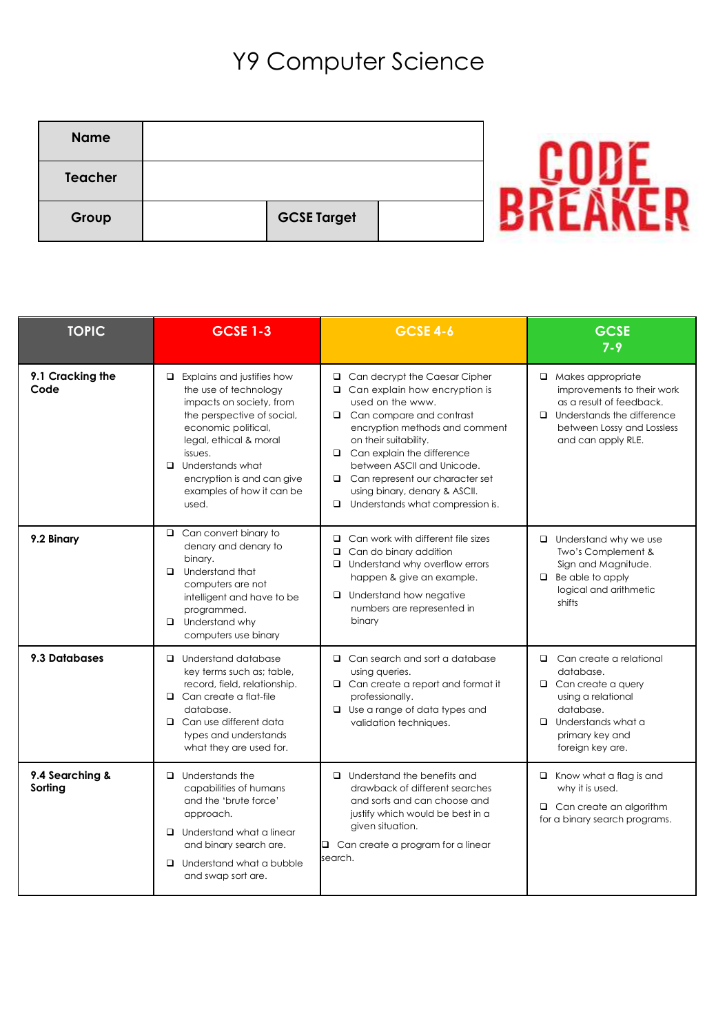# Y9 Computer Science

| Name | | | |
|---|---|---|---|
| Teacher | | | |
| Group | | GCSE Target | |

CODE BREAKER

| TOPIC | GCSE 1-3 | GCSE 4-6 | GCSE 7-9 |
|---|---|---|---|
| **9.1 Cracking the Code** | ❑ Explains and justifies how the use of technology impacts on society, from the perspective of social, economic political, legal, ethical & moral issues.<br>❑ Understands what encryption is and can give examples of how it can be used. | ❑ Can decrypt the Caesar Cipher<br>❑ Can explain how encryption is used on the www.<br>❑ Can compare and contrast encryption methods and comment on their suitability.<br>❑ Can explain the difference between ASCII and Unicode.<br>❑ Can represent our character set using binary, denary & ASCII.<br>❑ Understands what compression is. | ❑ Makes appropriate improvements to their work as a result of feedback.<br>❑ Understands the difference between Lossy and Lossless and can apply RLE. |
| **9.2 Binary** | ❑ Can convert binary to denary and denary to binary.<br>❑ Understand that computers are not intelligent and have to be programmed.<br>❑ Understand why computers use binary | ❑ Can work with different file sizes<br>❑ Can do binary addition<br>❑ Understand why overflow errors happen & give an example.<br>❑ Understand how negative numbers are represented in binary | ❑ Understand why we use Two's Complement & Sign and Magnitude.<br>❑ Be able to apply logical and arithmetic shifts |
| **9.3 Databases** | ❑ Understand database key terms such as; table, record, field, relationship.<br>❑ Can create a flat-file database.<br>❑ Can use different data types and understands what they are used for. | ❑ Can search and sort a database using queries.<br>❑ Can create a report and format it professionally.<br>❑ Use a range of data types and validation techniques. | ❑ Can create a relational database.<br>❑ Can create a query using a relational database.<br>❑ Understands what a primary key and foreign key are. |
| **9.4 Searching & Sorting** | ❑ Understands the capabilities of humans and the 'brute force' approach.<br>❑ Understand what a linear and binary search are.<br>❑ Understand what a bubble and swap sort are. | ❑ Understand the benefits and drawback of different searches and sorts and can choose and justify which would be best in a given situation.<br>❑ Can create a program for a linear search. | ❑ Know what a flag is and why it is used.<br>❑ Can create an algorithm for a binary search programs. |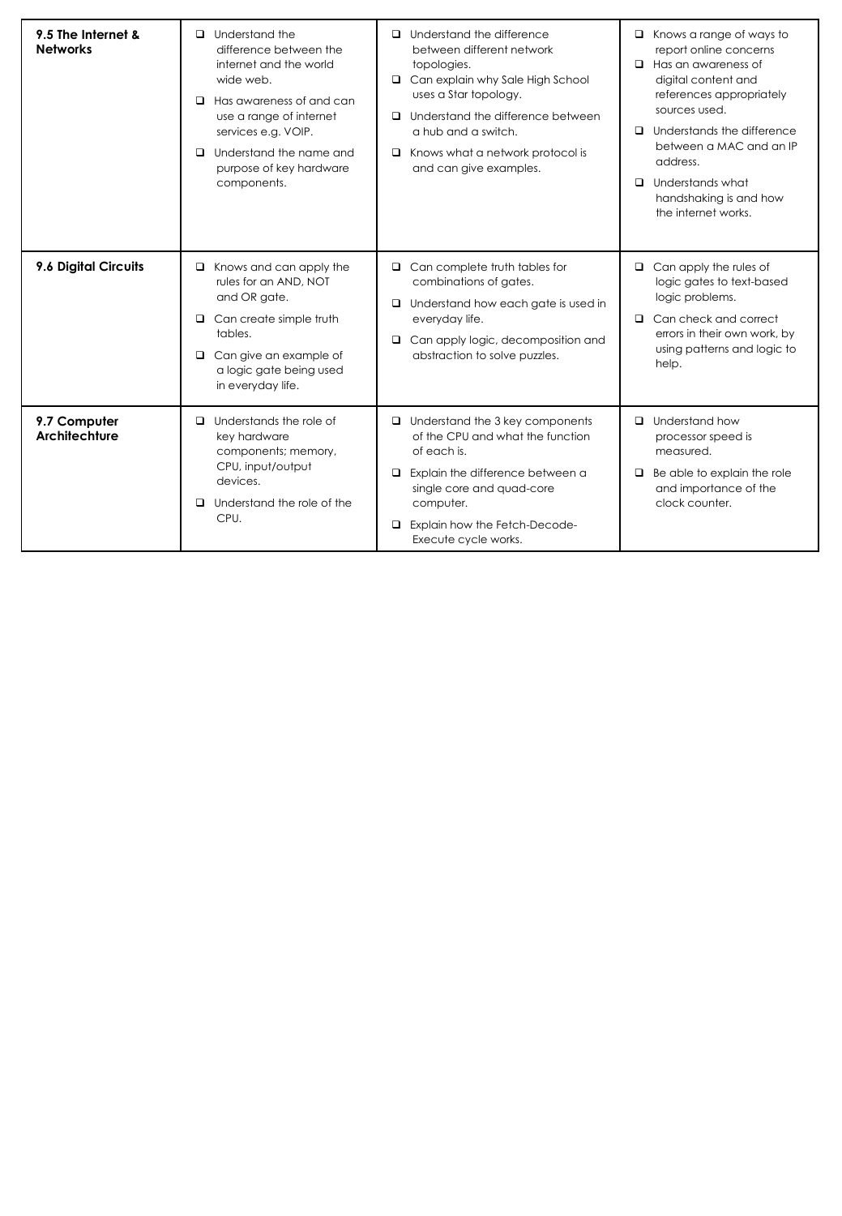| | | | |
|---|---|---|---|
| **9.5 The Internet & Networks** | ❑ Understand the difference between the internet and the world wide web.<br>❑ Has awareness of and can use a range of internet services e.g. VOIP.<br>❑ Understand the name and purpose of key hardware components. | ❑ Understand the difference between different network topologies.<br>❑ Can explain why Sale High School uses a Star topology.<br>❑ Understand the difference between a hub and a switch.<br>❑ Knows what a network protocol is and can give examples. | ❑ Knows a range of ways to report online concerns<br>❑ Has an awareness of digital content and references appropriately sources used.<br>❑ Understands the difference between a MAC and an IP address.<br>❑ Understands what handshaking is and how the internet works. |
| **9.6 Digital Circuits** | ❑ Knows and can apply the rules for an AND, NOT and OR gate.<br>❑ Can create simple truth tables.<br>❑ Can give an example of a logic gate being used in everyday life. | ❑ Can complete truth tables for combinations of gates.<br>❑ Understand how each gate is used in everyday life.<br>❑ Can apply logic, decomposition and abstraction to solve puzzles. | ❑ Can apply the rules of logic gates to text-based logic problems.<br>❑ Can check and correct errors in their own work, by using patterns and logic to help. |
| **9.7 Computer Architechture** | ❑ Understands the role of key hardware components; memory, CPU, input/output devices.<br>❑ Understand the role of the CPU. | ❑ Understand the 3 key components of the CPU and what the function of each is.<br>❑ Explain the difference between a single core and quad-core computer.<br>❑ Explain how the Fetch-Decode-Execute cycle works. | ❑ Understand how processor speed is measured.<br>❑ Be able to explain the role and importance of the clock counter. |